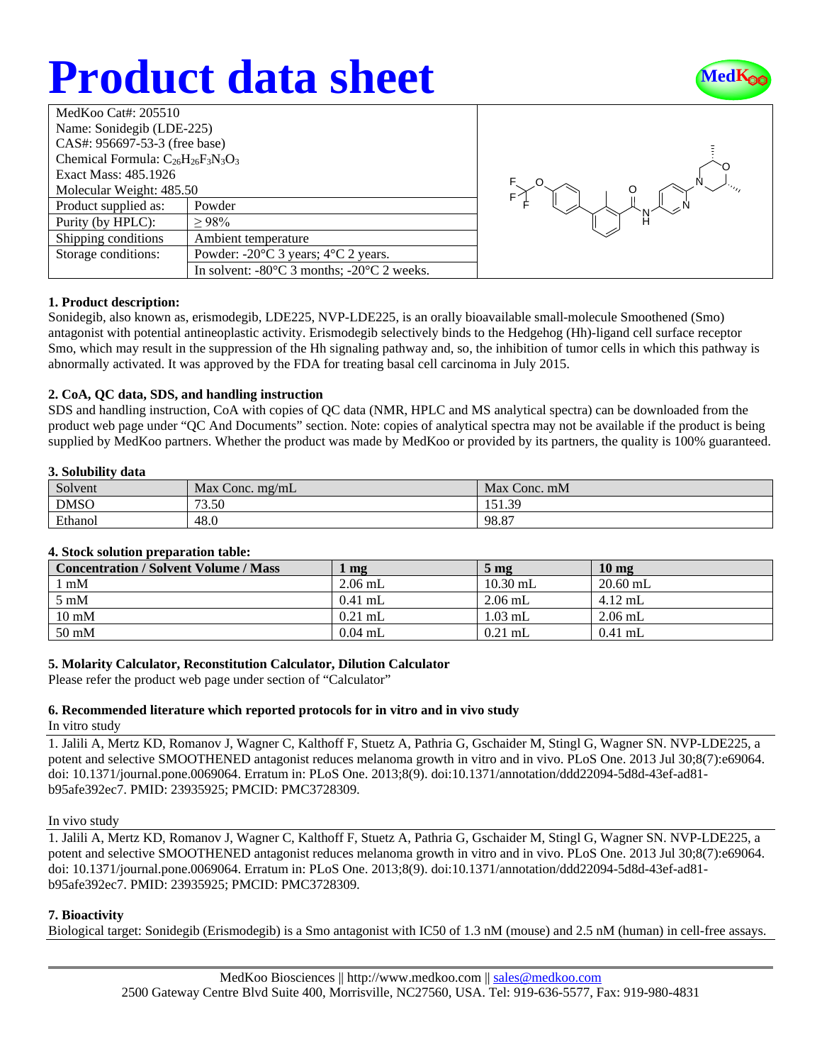# Product data sheet

MedKoo

| MedKoo Cat#: 205510 | |
|---|---|
| Name: Sonidegib (LDE-225) | |
| CAS#: 956697-53-3 (free base) | |
| Chemical Formula: $C_{26}H_{26}F_3N_3O_3$ | |
| Exact Mass: 485.1926 | |
| Molecular Weight: 485.50 | |
| Product supplied as: | Powder |
| Purity (by HPLC): | ≥ 98% |
| Shipping conditions | Ambient temperature |
| Storage conditions: | Powder: -20°C 3 years; 4°C 2 years. |
| | In solvent: -80°C 3 months; -20°C 2 weeks. |

**1. Product description:**

Sonidegib, also known as, erismodegib, LDE225, NVP-LDE225, is an orally bioavailable small-molecule Smoothened (Smo) antagonist with potential antineoplastic activity. Erismodegib selectively binds to the Hedgehog (Hh)-ligand cell surface receptor Smo, which may result in the suppression of the Hh signaling pathway and, so, the inhibition of tumor cells in which this pathway is abnormally activated. It was approved by the FDA for treating basal cell carcinoma in July 2015.

**2. CoA, QC data, SDS, and handling instruction**

SDS and handling instruction, CoA with copies of QC data (NMR, HPLC and MS analytical spectra) can be downloaded from the product web page under "QC And Documents" section. Note: copies of analytical spectra may not be available if the product is being supplied by MedKoo partners. Whether the product was made by MedKoo or provided by its partners, the quality is 100% guaranteed.

**3. Solubility data**

| Solvent | Max Conc. mg/mL | Max Conc. mM |
|---|---|---|
| DMSO | 73.50 | 151.39 |
| Ethanol | 48.0 | 98.87 |

**4. Stock solution preparation table:**

| Concentration / Solvent Volume / Mass | 1 mg | 5 mg | 10 mg |
|---|---|---|---|
| 1 mM | 2.06 mL | 10.30 mL | 20.60 mL |
| 5 mM | 0.41 mL | 2.06 mL | 4.12 mL |
| 10 mM | 0.21 mL | 1.03 mL | 2.06 mL |
| 50 mM | 0.04 mL | 0.21 mL | 0.41 mL |

**5. Molarity Calculator, Reconstitution Calculator, Dilution Calculator**

Please refer the product web page under section of "Calculator"

**6. Recommended literature which reported protocols for in vitro and in vivo study**

In vitro study

1. Jalili A, Mertz KD, Romanov J, Wagner C, Kalthoff F, Stuetz A, Pathria G, Gschaider M, Stingl G, Wagner SN. NVP-LDE225, a potent and selective SMOOTHENED antagonist reduces melanoma growth in vitro and in vivo. PLoS One. 2013 Jul 30;8(7):e69064. doi: 10.1371/journal.pone.0069064. Erratum in: PLoS One. 2013;8(9). doi:10.1371/annotation/ddd22094-5d8d-43ef-ad81-b95afe392ec7. PMID: 23935925; PMCID: PMC3728309.

In vivo study

1. Jalili A, Mertz KD, Romanov J, Wagner C, Kalthoff F, Stuetz A, Pathria G, Gschaider M, Stingl G, Wagner SN. NVP-LDE225, a potent and selective SMOOTHENED antagonist reduces melanoma growth in vitro and in vivo. PLoS One. 2013 Jul 30;8(7):e69064. doi: 10.1371/journal.pone.0069064. Erratum in: PLoS One. 2013;8(9). doi:10.1371/annotation/ddd22094-5d8d-43ef-ad81-b95afe392ec7. PMID: 23935925; PMCID: PMC3728309.

**7. Bioactivity**

Biological target: Sonidegib (Erismodegib) is a Smo antagonist with IC50 of 1.3 nM (mouse) and 2.5 nM (human) in cell-free assays.

MedKoo Biosciences || http://www.medkoo.com || sales@medkoo.com
2500 Gateway Centre Blvd Suite 400, Morrisville, NC27560, USA. Tel: 919-636-5577, Fax: 919-980-4831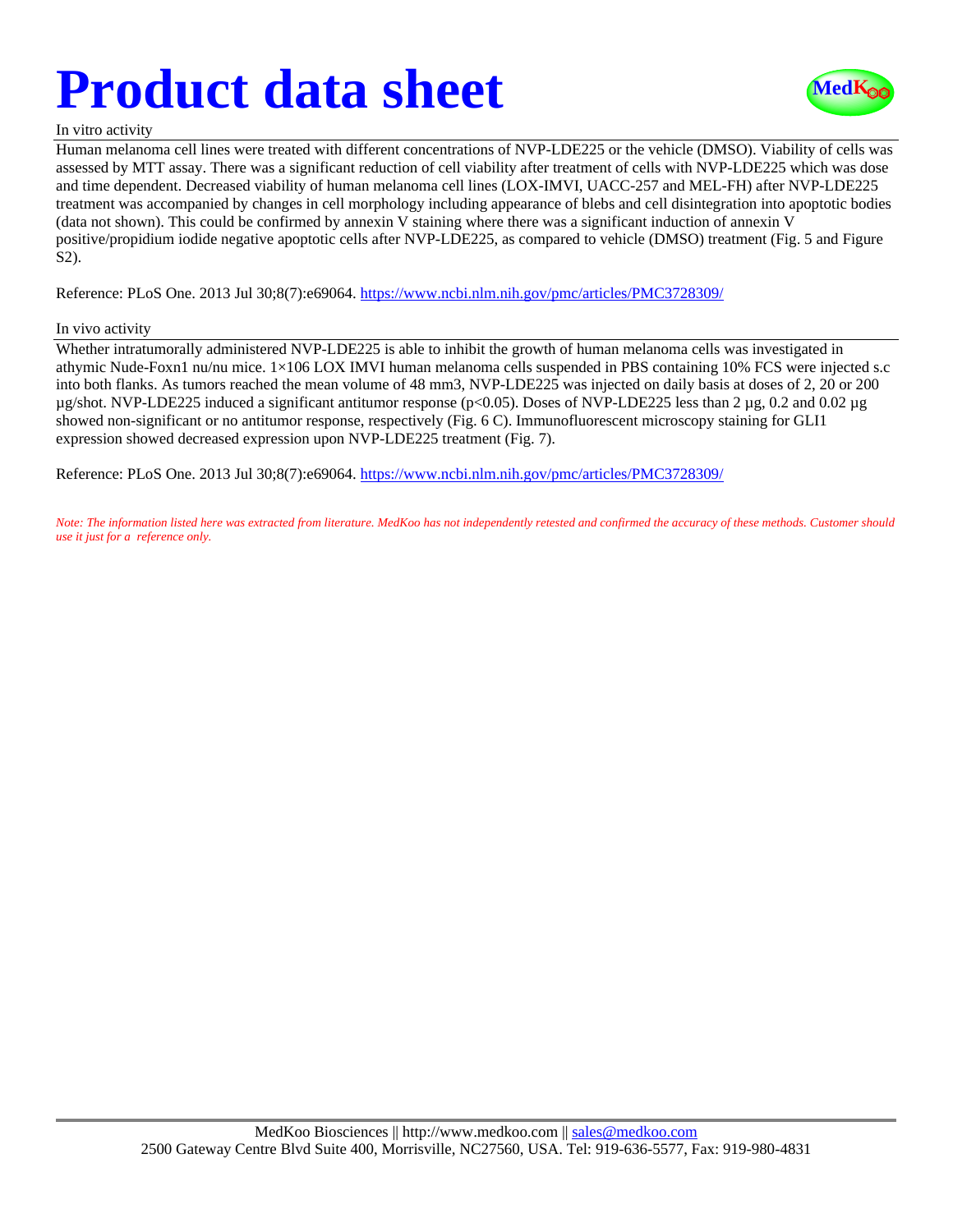# Product data sheet

In vitro activity

Human melanoma cell lines were treated with different concentrations of NVP-LDE225 or the vehicle (DMSO). Viability of cells was assessed by MTT assay. There was a significant reduction of cell viability after treatment of cells with NVP-LDE225 which was dose and time dependent. Decreased viability of human melanoma cell lines (LOX-IMVI, UACC-257 and MEL-FH) after NVP-LDE225 treatment was accompanied by changes in cell morphology including appearance of blebs and cell disintegration into apoptotic bodies (data not shown). This could be confirmed by annexin V staining where there was a significant induction of annexin V positive/propidium iodide negative apoptotic cells after NVP-LDE225, as compared to vehicle (DMSO) treatment (Fig. 5 and Figure S2).

Reference: PLoS One. 2013 Jul 30;8(7):e69064. https://www.ncbi.nlm.nih.gov/pmc/articles/PMC3728309/

In vivo activity

Whether intratumorally administered NVP-LDE225 is able to inhibit the growth of human melanoma cells was investigated in athymic Nude-Foxn1 nu/nu mice. 1×106 LOX IMVI human melanoma cells suspended in PBS containing 10% FCS were injected s.c into both flanks. As tumors reached the mean volume of 48 mm3, NVP-LDE225 was injected on daily basis at doses of 2, 20 or 200 µg/shot. NVP-LDE225 induced a significant antitumor response ($p<0.05$). Doses of NVP-LDE225 less than 2 µg, 0.2 and 0.02 µg showed non-significant or no antitumor response, respectively (Fig. 6 C). Immunofluorescent microscopy staining for GLI1 expression showed decreased expression upon NVP-LDE225 treatment (Fig. 7).

Reference: PLoS One. 2013 Jul 30;8(7):e69064. https://www.ncbi.nlm.nih.gov/pmc/articles/PMC3728309/

*Note: The information listed here was extracted from literature. MedKoo has not independently retested and confirmed the accuracy of these methods. Customer should use it just for a reference only.*

MedKoo Biosciences || http://www.medkoo.com || sales@medkoo.com
2500 Gateway Centre Blvd Suite 400, Morrisville, NC27560, USA. Tel: 919-636-5577, Fax: 919-980-4831